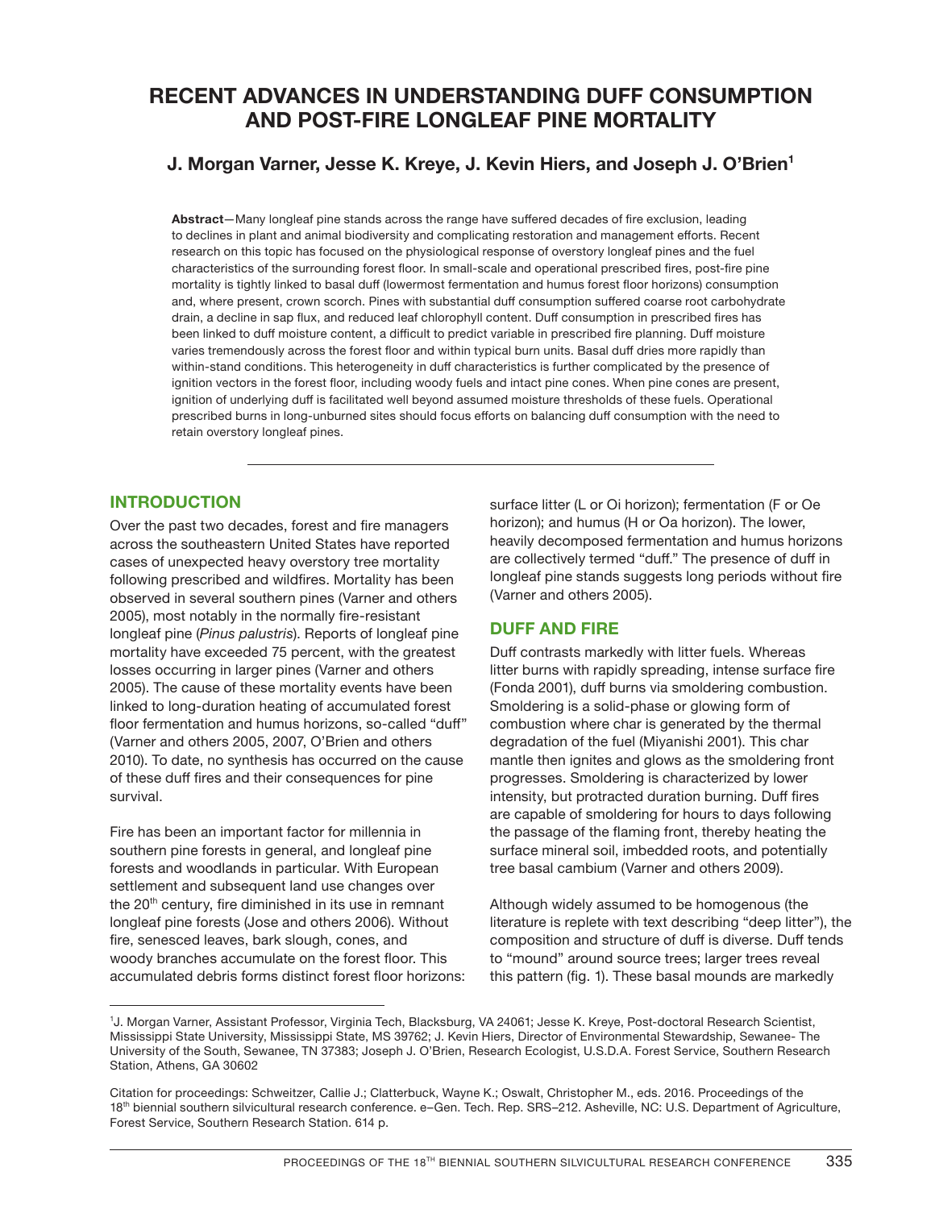# RECENT ADVANCES IN UNDERSTANDING DUFF CONSUMPTION AND POST-FIRE LONGLEAF PINE MORTALITY

## J. Morgan Varner, Jesse K. Kreye, J. Kevin Hiers, and Joseph J. O'Brien[1]

**Abstract**—Many longleaf pine stands across the range have suffered decades of fire exclusion, leading to declines in plant and animal biodiversity and complicating restoration and management efforts. Recent research on this topic has focused on the physiological response of overstory longleaf pines and the fuel characteristics of the surrounding forest floor. In small-scale and operational prescribed fires, post-fire pine mortality is tightly linked to basal duff (lowermost fermentation and humus forest floor horizons) consumption and, where present, crown scorch. Pines with substantial duff consumption suffered coarse root carbohydrate drain, a decline in sap flux, and reduced leaf chlorophyll content. Duff consumption in prescribed fires has been linked to duff moisture content, a difficult to predict variable in prescribed fire planning. Duff moisture varies tremendously across the forest floor and within typical burn units. Basal duff dries more rapidly than within-stand conditions. This heterogeneity in duff characteristics is further complicated by the presence of ignition vectors in the forest floor, including woody fuels and intact pine cones. When pine cones are present, ignition of underlying duff is facilitated well beyond assumed moisture thresholds of these fuels. Operational prescribed burns in long-unburned sites should focus efforts on balancing duff consumption with the need to retain overstory longleaf pines.

---

## INTRODUCTION

Over the past two decades, forest and fire managers across the southeastern United States have reported cases of unexpected heavy overstory tree mortality following prescribed and wildfires. Mortality has been observed in several southern pines (Varner and others 2005), most notably in the normally fire-resistant longleaf pine (*Pinus palustris*). Reports of longleaf pine mortality have exceeded 75 percent, with the greatest losses occurring in larger pines (Varner and others 2005). The cause of these mortality events have been linked to long-duration heating of accumulated forest floor fermentation and humus horizons, so-called "duff" (Varner and others 2005, 2007, O'Brien and others 2010). To date, no synthesis has occurred on the cause of these duff fires and their consequences for pine survival.

Fire has been an important factor for millennia in southern pine forests in general, and longleaf pine forests and woodlands in particular. With European settlement and subsequent land use changes over the 20[th] century, fire diminished in its use in remnant longleaf pine forests (Jose and others 2006). Without fire, senesced leaves, bark slough, cones, and woody branches accumulate on the forest floor. This accumulated debris forms distinct forest floor horizons: surface litter (L or Oi horizon); fermentation (F or Oe horizon); and humus (H or Oa horizon). The lower, heavily decomposed fermentation and humus horizons are collectively termed "duff." The presence of duff in longleaf pine stands suggests long periods without fire (Varner and others 2005).

## DUFF AND FIRE

Duff contrasts markedly with litter fuels. Whereas litter burns with rapidly spreading, intense surface fire (Fonda 2001), duff burns via smoldering combustion. Smoldering is a solid-phase or glowing form of combustion where char is generated by the thermal degradation of the fuel (Miyanishi 2001). This char mantle then ignites and glows as the smoldering front progresses. Smoldering is characterized by lower intensity, but protracted duration burning. Duff fires are capable of smoldering for hours to days following the passage of the flaming front, thereby heating the surface mineral soil, imbedded roots, and potentially tree basal cambium (Varner and others 2009).

Although widely assumed to be homogenous (the literature is replete with text describing "deep litter"), the composition and structure of duff is diverse. Duff tends to "mound" around source trees; larger trees reveal this pattern (fig. 1). These basal mounds are markedly

---

[1]J. Morgan Varner, Assistant Professor, Virginia Tech, Blacksburg, VA 24061; Jesse K. Kreye, Post-doctoral Research Scientist, Mississippi State University, Mississippi State, MS 39762; J. Kevin Hiers, Director of Environmental Stewardship, Sewanee- The University of the South, Sewanee, TN 37383; Joseph J. O'Brien, Research Ecologist, U.S.D.A. Forest Service, Southern Research Station, Athens, GA 30602

Citation for proceedings: Schweitzer, Callie J.; Clatterbuck, Wayne K.; Oswalt, Christopher M., eds. 2016. Proceedings of the 18[th] biennial southern silvicultural research conference. e–Gen. Tech. Rep. SRS–212. Asheville, NC: U.S. Department of Agriculture, Forest Service, Southern Research Station. 614 p.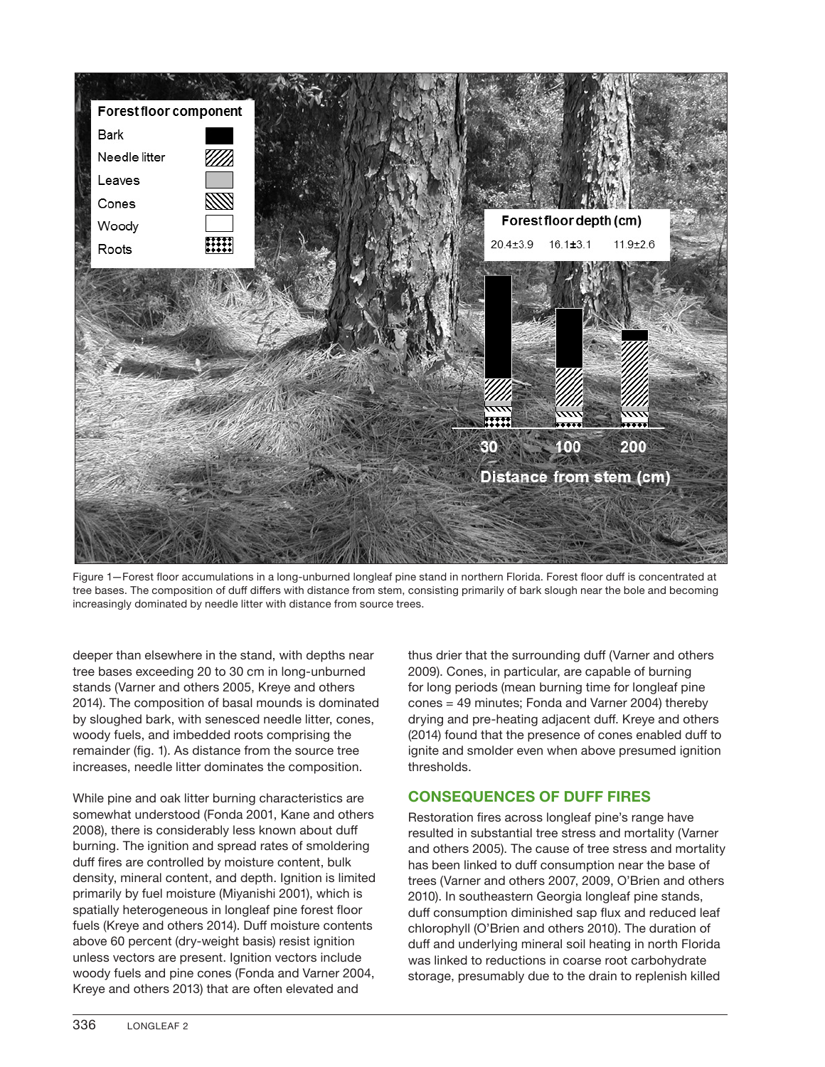Figure 1—Forest floor accumulations in a long-unburned longleaf pine stand in northern Florida. Forest floor duff is concentrated at tree bases. The composition of duff differs with distance from stem, consisting primarily of bark slough near the bole and becoming increasingly dominated by needle litter with distance from source trees.

deeper than elsewhere in the stand, with depths near tree bases exceeding 20 to 30 cm in long-unburned stands (Varner and others 2005, Kreye and others 2014). The composition of basal mounds is dominated by sloughed bark, with senesced needle litter, cones, woody fuels, and imbedded roots comprising the remainder (fig. 1). As distance from the source tree increases, needle litter dominates the composition.

While pine and oak litter burning characteristics are somewhat understood (Fonda 2001, Kane and others 2008), there is considerably less known about duff burning. The ignition and spread rates of smoldering duff fires are controlled by moisture content, bulk density, mineral content, and depth. Ignition is limited primarily by fuel moisture (Miyanishi 2001), which is spatially heterogeneous in longleaf pine forest floor fuels (Kreye and others 2014). Duff moisture contents above 60 percent (dry-weight basis) resist ignition unless vectors are present. Ignition vectors include woody fuels and pine cones (Fonda and Varner 2004, Kreye and others 2013) that are often elevated and thus drier that the surrounding duff (Varner and others 2009). Cones, in particular, are capable of burning for long periods (mean burning time for longleaf pine cones = 49 minutes; Fonda and Varner 2004) thereby drying and pre-heating adjacent duff. Kreye and others (2014) found that the presence of cones enabled duff to ignite and smolder even when above presumed ignition thresholds.

## CONSEQUENCES OF DUFF FIRES

Restoration fires across longleaf pine's range have resulted in substantial tree stress and mortality (Varner and others 2005). The cause of tree stress and mortality has been linked to duff consumption near the base of trees (Varner and others 2007, 2009, O'Brien and others 2010). In southeastern Georgia longleaf pine stands, duff consumption diminished sap flux and reduced leaf chlorophyll (O'Brien and others 2010). The duration of duff and underlying mineral soil heating in north Florida was linked to reductions in coarse root carbohydrate storage, presumably due to the drain to replenish killed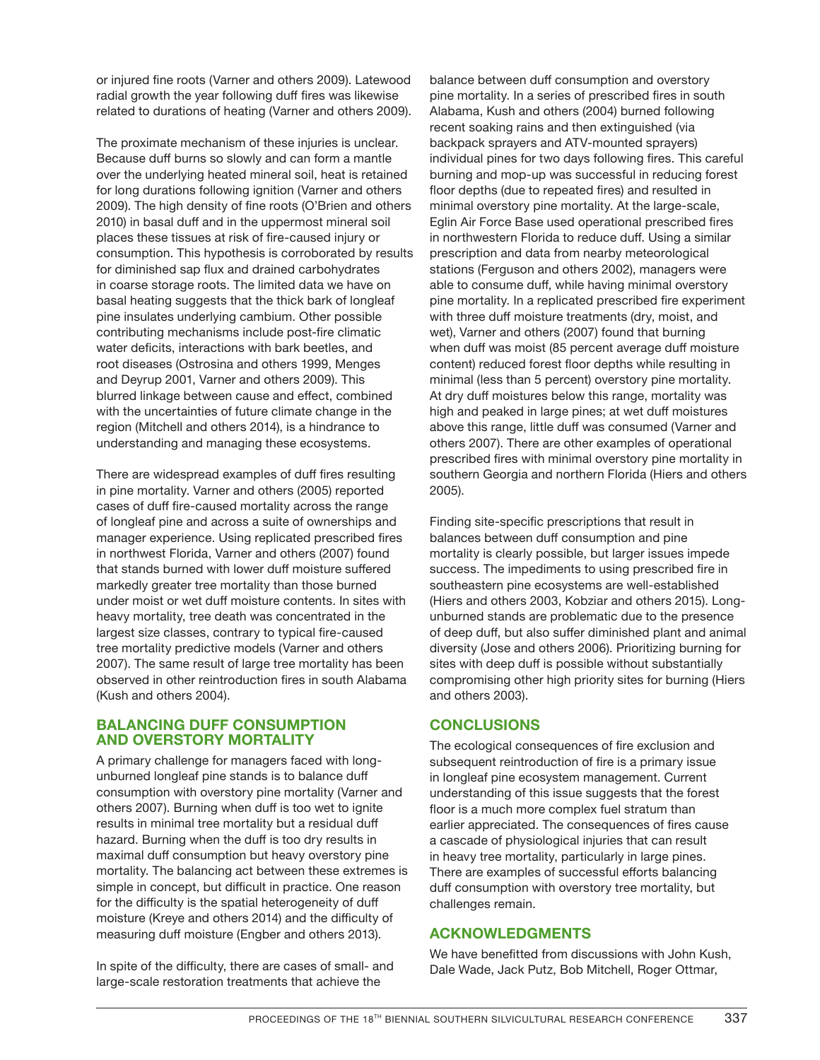or injured fine roots (Varner and others 2009). Latewood radial growth the year following duff fires was likewise related to durations of heating (Varner and others 2009).

The proximate mechanism of these injuries is unclear. Because duff burns so slowly and can form a mantle over the underlying heated mineral soil, heat is retained for long durations following ignition (Varner and others 2009). The high density of fine roots (O'Brien and others 2010) in basal duff and in the uppermost mineral soil places these tissues at risk of fire-caused injury or consumption. This hypothesis is corroborated by results for diminished sap flux and drained carbohydrates in coarse storage roots. The limited data we have on basal heating suggests that the thick bark of longleaf pine insulates underlying cambium. Other possible contributing mechanisms include post-fire climatic water deficits, interactions with bark beetles, and root diseases (Ostrosina and others 1999, Menges and Deyrup 2001, Varner and others 2009). This blurred linkage between cause and effect, combined with the uncertainties of future climate change in the region (Mitchell and others 2014), is a hindrance to understanding and managing these ecosystems.

There are widespread examples of duff fires resulting in pine mortality. Varner and others (2005) reported cases of duff fire-caused mortality across the range of longleaf pine and across a suite of ownerships and manager experience. Using replicated prescribed fires in northwest Florida, Varner and others (2007) found that stands burned with lower duff moisture suffered markedly greater tree mortality than those burned under moist or wet duff moisture contents. In sites with heavy mortality, tree death was concentrated in the largest size classes, contrary to typical fire-caused tree mortality predictive models (Varner and others 2007). The same result of large tree mortality has been observed in other reintroduction fires in south Alabama (Kush and others 2004).

## BALANCING DUFF CONSUMPTION AND OVERSTORY MORTALITY

A primary challenge for managers faced with long-unburned longleaf pine stands is to balance duff consumption with overstory pine mortality (Varner and others 2007). Burning when duff is too wet to ignite results in minimal tree mortality but a residual duff hazard. Burning when the duff is too dry results in maximal duff consumption but heavy overstory pine mortality. The balancing act between these extremes is simple in concept, but difficult in practice. One reason for the difficulty is the spatial heterogeneity of duff moisture (Kreye and others 2014) and the difficulty of measuring duff moisture (Engber and others 2013).

In spite of the difficulty, there are cases of small- and large-scale restoration treatments that achieve the balance between duff consumption and overstory pine mortality. In a series of prescribed fires in south Alabama, Kush and others (2004) burned following recent soaking rains and then extinguished (via backpack sprayers and ATV-mounted sprayers) individual pines for two days following fires. This careful burning and mop-up was successful in reducing forest floor depths (due to repeated fires) and resulted in minimal overstory pine mortality. At the large-scale, Eglin Air Force Base used operational prescribed fires in northwestern Florida to reduce duff. Using a similar prescription and data from nearby meteorological stations (Ferguson and others 2002), managers were able to consume duff, while having minimal overstory pine mortality. In a replicated prescribed fire experiment with three duff moisture treatments (dry, moist, and wet), Varner and others (2007) found that burning when duff was moist (85 percent average duff moisture content) reduced forest floor depths while resulting in minimal (less than 5 percent) overstory pine mortality. At dry duff moistures below this range, mortality was high and peaked in large pines; at wet duff moistures above this range, little duff was consumed (Varner and others 2007). There are other examples of operational prescribed fires with minimal overstory pine mortality in southern Georgia and northern Florida (Hiers and others 2005).

Finding site-specific prescriptions that result in balances between duff consumption and pine mortality is clearly possible, but larger issues impede success. The impediments to using prescribed fire in southeastern pine ecosystems are well-established (Hiers and others 2003, Kobziar and others 2015). Long-unburned stands are problematic due to the presence of deep duff, but also suffer diminished plant and animal diversity (Jose and others 2006). Prioritizing burning for sites with deep duff is possible without substantially compromising other high priority sites for burning (Hiers and others 2003).

## CONCLUSIONS

The ecological consequences of fire exclusion and subsequent reintroduction of fire is a primary issue in longleaf pine ecosystem management. Current understanding of this issue suggests that the forest floor is a much more complex fuel stratum than earlier appreciated. The consequences of fires cause a cascade of physiological injuries that can result in heavy tree mortality, particularly in large pines. There are examples of successful efforts balancing duff consumption with overstory tree mortality, but challenges remain.

## ACKNOWLEDGMENTS

We have benefitted from discussions with John Kush, Dale Wade, Jack Putz, Bob Mitchell, Roger Ottmar,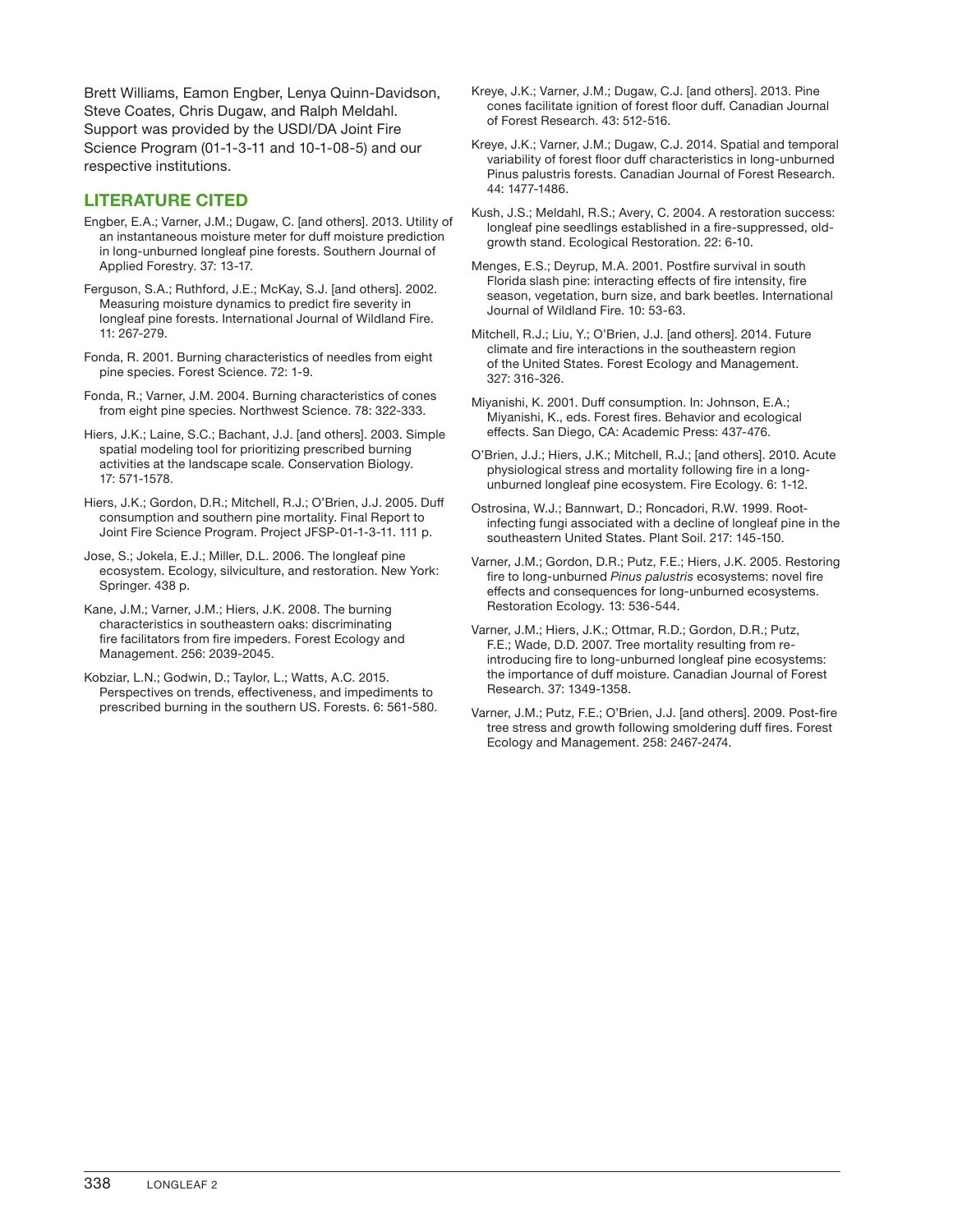Brett Williams, Eamon Engber, Lenya Quinn-Davidson, Steve Coates, Chris Dugaw, and Ralph Meldahl. Support was provided by the USDI/DA Joint Fire Science Program (01-1-3-11 and 10-1-08-5) and our respective institutions.

## LITERATURE CITED

Engber, E.A.; Varner, J.M.; Dugaw, C. [and others]. 2013. Utility of an instantaneous moisture meter for duff moisture prediction in long-unburned longleaf pine forests. Southern Journal of Applied Forestry. 37: 13-17.

Ferguson, S.A.; Ruthford, J.E.; McKay, S.J. [and others]. 2002. Measuring moisture dynamics to predict fire severity in longleaf pine forests. International Journal of Wildland Fire. 11: 267-279.

Fonda, R. 2001. Burning characteristics of needles from eight pine species. Forest Science. 72: 1-9.

Fonda, R.; Varner, J.M. 2004. Burning characteristics of cones from eight pine species. Northwest Science. 78: 322-333.

Hiers, J.K.; Laine, S.C.; Bachant, J.J. [and others]. 2003. Simple spatial modeling tool for prioritizing prescribed burning activities at the landscape scale. Conservation Biology. 17: 571-1578.

Hiers, J.K.; Gordon, D.R.; Mitchell, R.J.; O'Brien, J.J. 2005. Duff consumption and southern pine mortality. Final Report to Joint Fire Science Program. Project JFSP-01-1-3-11. 111 p.

Jose, S.; Jokela, E.J.; Miller, D.L. 2006. The longleaf pine ecosystem. Ecology, silviculture, and restoration. New York: Springer. 438 p.

Kane, J.M.; Varner, J.M.; Hiers, J.K. 2008. The burning characteristics in southeastern oaks: discriminating fire facilitators from fire impeders. Forest Ecology and Management. 256: 2039-2045.

Kobziar, L.N.; Godwin, D.; Taylor, L.; Watts, A.C. 2015. Perspectives on trends, effectiveness, and impediments to prescribed burning in the southern US. Forests. 6: 561-580.

Kreye, J.K.; Varner, J.M.; Dugaw, C.J. [and others]. 2013. Pine cones facilitate ignition of forest floor duff. Canadian Journal of Forest Research. 43: 512-516.

Kreye, J.K.; Varner, J.M.; Dugaw, C.J. 2014. Spatial and temporal variability of forest floor duff characteristics in long-unburned Pinus palustris forests. Canadian Journal of Forest Research. 44: 1477-1486.

Kush, J.S.; Meldahl, R.S.; Avery, C. 2004. A restoration success: longleaf pine seedlings established in a fire-suppressed, old-growth stand. Ecological Restoration. 22: 6-10.

Menges, E.S.; Deyrup, M.A. 2001. Postfire survival in south Florida slash pine: interacting effects of fire intensity, fire season, vegetation, burn size, and bark beetles. International Journal of Wildland Fire. 10: 53-63.

Mitchell, R.J.; Liu, Y.; O'Brien, J.J. [and others]. 2014. Future climate and fire interactions in the southeastern region of the United States. Forest Ecology and Management. 327: 316-326.

Miyanishi, K. 2001. Duff consumption. In: Johnson, E.A.; Miyanishi, K., eds. Forest fires. Behavior and ecological effects. San Diego, CA: Academic Press: 437-476.

O'Brien, J.J.; Hiers, J.K.; Mitchell, R.J.; [and others]. 2010. Acute physiological stress and mortality following fire in a long-unburned longleaf pine ecosystem. Fire Ecology. 6: 1-12.

Ostrosina, W.J.; Bannwart, D.; Roncadori, R.W. 1999. Root-infecting fungi associated with a decline of longleaf pine in the southeastern United States. Plant Soil. 217: 145-150.

Varner, J.M.; Gordon, D.R.; Putz, F.E.; Hiers, J.K. 2005. Restoring fire to long-unburned *Pinus palustris* ecosystems: novel fire effects and consequences for long-unburned ecosystems. Restoration Ecology. 13: 536-544.

Varner, J.M.; Hiers, J.K.; Ottmar, R.D.; Gordon, D.R.; Putz, F.E.; Wade, D.D. 2007. Tree mortality resulting from re-introducing fire to long-unburned longleaf pine ecosystems: the importance of duff moisture. Canadian Journal of Forest Research. 37: 1349-1358.

Varner, J.M.; Putz, F.E.; O'Brien, J.J. [and others]. 2009. Post-fire tree stress and growth following smoldering duff fires. Forest Ecology and Management. 258: 2467-2474.